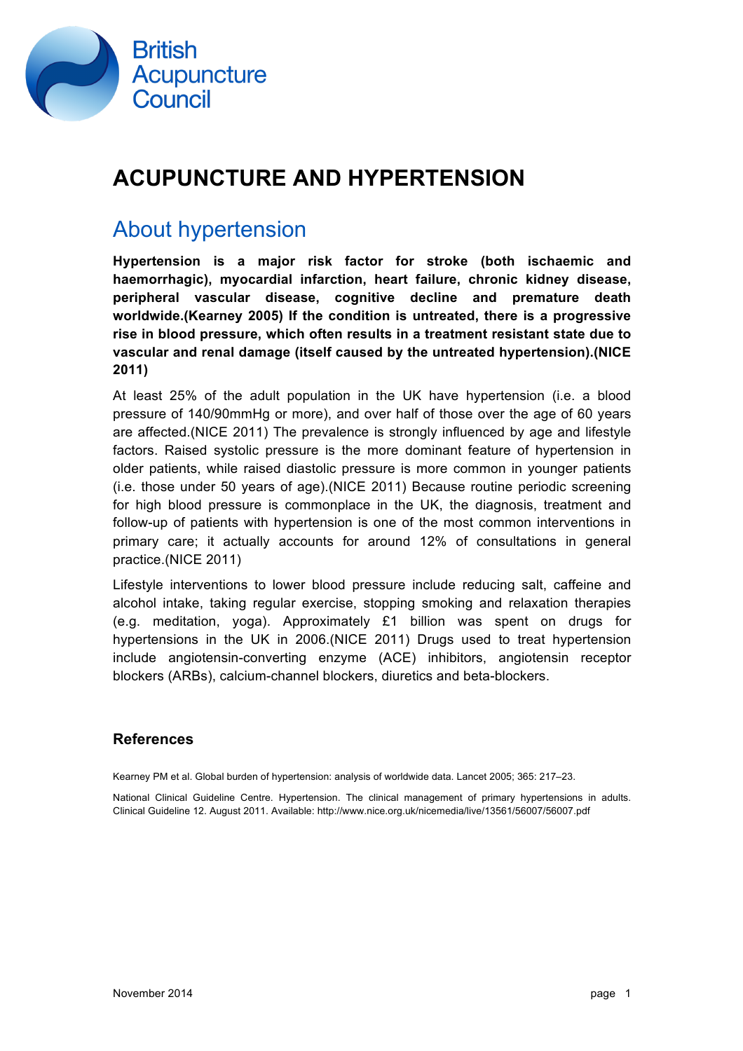British Acupuncture Council

# ACUPUNCTURE AND HYPERTENSION

## About hypertension

**Hypertension is a major risk factor for stroke (both ischaemic and haemorrhagic), myocardial infarction, heart failure, chronic kidney disease, peripheral vascular disease, cognitive decline and premature death worldwide.(Kearney 2005) If the condition is untreated, there is a progressive rise in blood pressure, which often results in a treatment resistant state due to vascular and renal damage (itself caused by the untreated hypertension).(NICE 2011)**

At least 25% of the adult population in the UK have hypertension (i.e. a blood pressure of 140/90mmHg or more), and over half of those over the age of 60 years are affected.(NICE 2011) The prevalence is strongly influenced by age and lifestyle factors. Raised systolic pressure is the more dominant feature of hypertension in older patients, while raised diastolic pressure is more common in younger patients (i.e. those under 50 years of age).(NICE 2011) Because routine periodic screening for high blood pressure is commonplace in the UK, the diagnosis, treatment and follow-up of patients with hypertension is one of the most common interventions in primary care; it actually accounts for around 12% of consultations in general practice.(NICE 2011)

Lifestyle interventions to lower blood pressure include reducing salt, caffeine and alcohol intake, taking regular exercise, stopping smoking and relaxation therapies (e.g. meditation, yoga). Approximately £1 billion was spent on drugs for hypertensions in the UK in 2006.(NICE 2011) Drugs used to treat hypertension include angiotensin-converting enzyme (ACE) inhibitors, angiotensin receptor blockers (ARBs), calcium-channel blockers, diuretics and beta-blockers.

### References

Kearney PM et al. Global burden of hypertension: analysis of worldwide data. Lancet 2005; 365: 217–23.

National Clinical Guideline Centre. Hypertension. The clinical management of primary hypertensions in adults. Clinical Guideline 12. August 2011. Available: http://www.nice.org.uk/nicemedia/live/13561/56007/56007.pdf

November 2014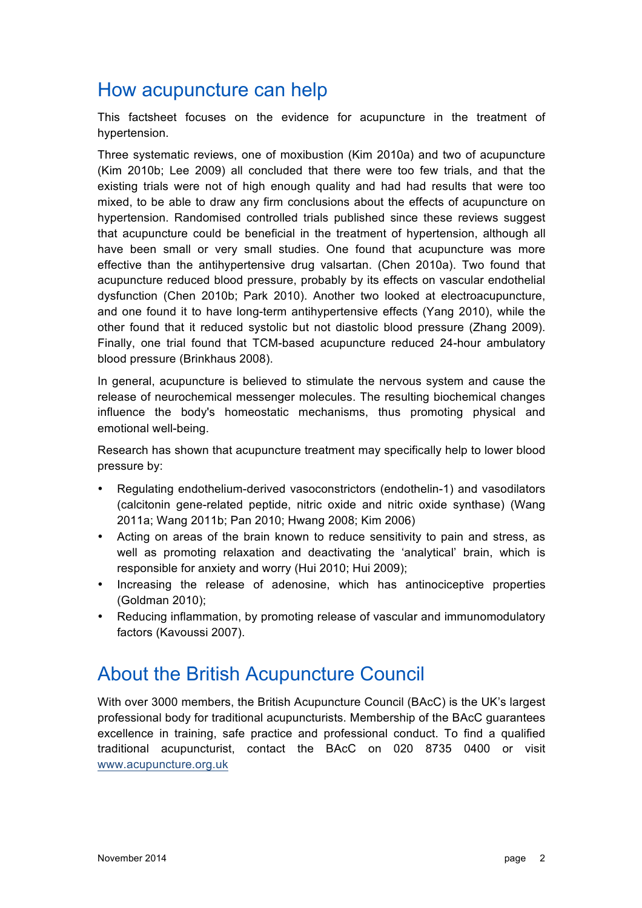## How acupuncture can help

This factsheet focuses on the evidence for acupuncture in the treatment of hypertension.

Three systematic reviews, one of moxibustion (Kim 2010a) and two of acupuncture (Kim 2010b; Lee 2009) all concluded that there were too few trials, and that the existing trials were not of high enough quality and had had results that were too mixed, to be able to draw any firm conclusions about the effects of acupuncture on hypertension. Randomised controlled trials published since these reviews suggest that acupuncture could be beneficial in the treatment of hypertension, although all have been small or very small studies. One found that acupuncture was more effective than the antihypertensive drug valsartan. (Chen 2010a). Two found that acupuncture reduced blood pressure, probably by its effects on vascular endothelial dysfunction (Chen 2010b; Park 2010). Another two looked at electroacupuncture, and one found it to have long-term antihypertensive effects (Yang 2010), while the other found that it reduced systolic but not diastolic blood pressure (Zhang 2009). Finally, one trial found that TCM-based acupuncture reduced 24-hour ambulatory blood pressure (Brinkhaus 2008).

In general, acupuncture is believed to stimulate the nervous system and cause the release of neurochemical messenger molecules. The resulting biochemical changes influence the body's homeostatic mechanisms, thus promoting physical and emotional well-being.

Research has shown that acupuncture treatment may specifically help to lower blood pressure by:

- Regulating endothelium-derived vasoconstrictors (endothelin-1) and vasodilators (calcitonin gene-related peptide, nitric oxide and nitric oxide synthase) (Wang 2011a; Wang 2011b; Pan 2010; Hwang 2008; Kim 2006)
- Acting on areas of the brain known to reduce sensitivity to pain and stress, as well as promoting relaxation and deactivating the 'analytical' brain, which is responsible for anxiety and worry (Hui 2010; Hui 2009);
- Increasing the release of adenosine, which has antinociceptive properties (Goldman 2010);
- Reducing inflammation, by promoting release of vascular and immunomodulatory factors (Kavoussi 2007).

## About the British Acupuncture Council

With over 3000 members, the British Acupuncture Council (BAcC) is the UK's largest professional body for traditional acupuncturists. Membership of the BAcC guarantees excellence in training, safe practice and professional conduct. To find a qualified traditional acupuncturist, contact the BAcC on 020 8735 0400 or visit www.acupuncture.org.uk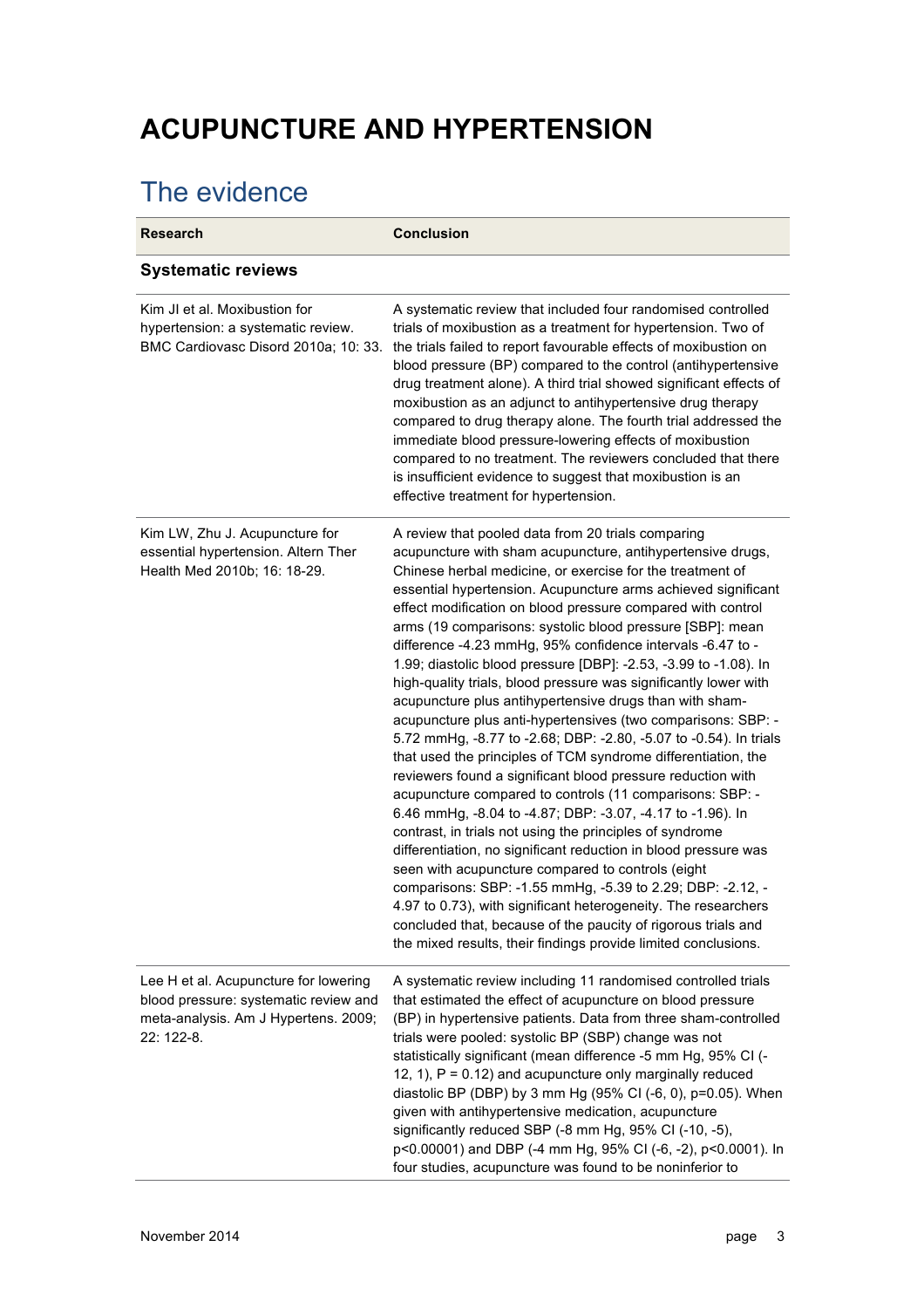# ACUPUNCTURE AND HYPERTENSION

## The evidence

| Research | Conclusion |
| --- | --- |
| **Systematic reviews** | |
| Kim JI et al. Moxibustion for hypertension: a systematic review. BMC Cardiovasc Disord 2010a; 10: 33. | A systematic review that included four randomised controlled trials of moxibustion as a treatment for hypertension. Two of the trials failed to report favourable effects of moxibustion on blood pressure (BP) compared to the control (antihypertensive drug treatment alone). A third trial showed significant effects of moxibustion as an adjunct to antihypertensive drug therapy compared to drug therapy alone. The fourth trial addressed the immediate blood pressure-lowering effects of moxibustion compared to no treatment. The reviewers concluded that there is insufficient evidence to suggest that moxibustion is an effective treatment for hypertension. |
| Kim LW, Zhu J. Acupuncture for essential hypertension. Altern Ther Health Med 2010b; 16: 18-29. | A review that pooled data from 20 trials comparing acupuncture with sham acupuncture, antihypertensive drugs, Chinese herbal medicine, or exercise for the treatment of essential hypertension. Acupuncture arms achieved significant effect modification on blood pressure compared with control arms (19 comparisons: systolic blood pressure [SBP]: mean difference -4.23 mmHg, 95% confidence intervals -6.47 to -1.99; diastolic blood pressure [DBP]: -2.53, -3.99 to -1.08). In high-quality trials, blood pressure was significantly lower with acupuncture plus antihypertensive drugs than with sham-acupuncture plus anti-hypertensives (two comparisons: SBP: -5.72 mmHg, -8.77 to -2.68; DBP: -2.80, -5.07 to -0.54). In trials that used the principles of TCM syndrome differentiation, the reviewers found a significant blood pressure reduction with acupuncture compared to controls (11 comparisons: SBP: -6.46 mmHg, -8.04 to -4.87; DBP: -3.07, -4.17 to -1.96). In contrast, in trials not using the principles of syndrome differentiation, no significant reduction in blood pressure was seen with acupuncture compared to controls (eight comparisons: SBP: -1.55 mmHg, -5.39 to 2.29; DBP: -2.12, -4.97 to 0.73), with significant heterogeneity. The researchers concluded that, because of the paucity of rigorous trials and the mixed results, their findings provide limited conclusions. |
| Lee H et al. Acupuncture for lowering blood pressure: systematic review and meta-analysis. Am J Hypertens. 2009; 22: 122-8. | A systematic review including 11 randomised controlled trials that estimated the effect of acupuncture on blood pressure (BP) in hypertensive patients. Data from three sham-controlled trials were pooled: systolic BP (SBP) change was not statistically significant (mean difference -5 mm Hg, 95% CI (-12, 1), P = 0.12) and acupuncture only marginally reduced diastolic BP (DBP) by 3 mm Hg (95% CI (-6, 0), p=0.05). When given with antihypertensive medication, acupuncture significantly reduced SBP (-8 mm Hg, 95% CI (-10, -5), p<0.00001) and DBP (-4 mm Hg, 95% CI (-6, -2), p<0.0001). In four studies, acupuncture was found to be noninferior to |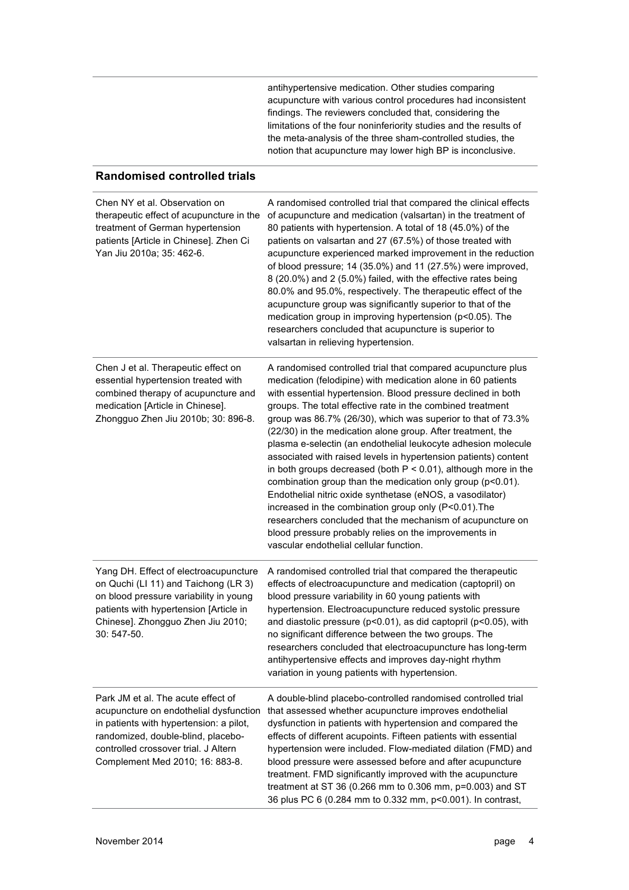| | antihypertensive medication. Other studies comparing acupuncture with various control procedures had inconsistent findings. The reviewers concluded that, considering the limitations of the four noninferiority studies and the results of the meta-analysis of the three sham-controlled studies, the notion that acupuncture may lower high BP is inconclusive. |
|---|---|

## Randomised controlled trials

| | |
|---|---|
| Chen NY et al. Observation on therapeutic effect of acupuncture in the treatment of German hypertension patients [Article in Chinese]. Zhen Ci Yan Jiu 2010a; 35: 462-6. | A randomised controlled trial that compared the clinical effects of acupuncture and medication (valsartan) in the treatment of 80 patients with hypertension. A total of 18 (45.0%) of the patients on valsartan and 27 (67.5%) of those treated with acupuncture experienced marked improvement in the reduction of blood pressure; 14 (35.0%) and 11 (27.5%) were improved, 8 (20.0%) and 2 (5.0%) failed, with the effective rates being 80.0% and 95.0%, respectively. The therapeutic effect of the acupuncture group was significantly superior to that of the medication group in improving hypertension ($p<0.05$). The researchers concluded that acupuncture is superior to valsartan in relieving hypertension. |
| Chen J et al. Therapeutic effect on essential hypertension treated with combined therapy of acupuncture and medication [Article in Chinese]. Zhongguo Zhen Jiu 2010b; 30: 896-8. | A randomised controlled trial that compared acupuncture plus medication (felodipine) with medication alone in 60 patients with essential hypertension. Blood pressure declined in both groups. The total effective rate in the combined treatment group was 86.7% (26/30), which was superior to that of 73.3% (22/30) in the medication alone group. After treatment, the plasma e-selectin (an endothelial leukocyte adhesion molecule associated with raised levels in hypertension patients) content in both groups decreased (both $P < 0.01$), although more in the combination group than the medication only group ($p<0.01$). Endothelial nitric oxide synthetase (eNOS, a vasodilator) increased in the combination group only ($P<0.01$).The researchers concluded that the mechanism of acupuncture on blood pressure probably relies on the improvements in vascular endothelial cellular function. |
| Yang DH. Effect of electroacupuncture on Quchi (LI 11) and Taichong (LR 3) on blood pressure variability in young patients with hypertension [Article in Chinese]. Zhongguo Zhen Jiu 2010; 30: 547-50. | A randomised controlled trial that compared the therapeutic effects of electroacupuncture and medication (captopril) on blood pressure variability in 60 young patients with hypertension. Electroacupuncture reduced systolic pressure and diastolic pressure ($p<0.01$), as did captopril ($p<0.05$), with no significant difference between the two groups. The researchers concluded that electroacupuncture has long-term antihypertensive effects and improves day-night rhythm variation in young patients with hypertension. |
| Park JM et al. The acute effect of acupuncture on endothelial dysfunction in patients with hypertension: a pilot, randomized, double-blind, placebo-controlled crossover trial. J Altern Complement Med 2010; 16: 883-8. | A double-blind placebo-controlled randomised controlled trial that assessed whether acupuncture improves endothelial dysfunction in patients with hypertension and compared the effects of different acupoints. Fifteen patients with essential hypertension were included. Flow-mediated dilation (FMD) and blood pressure were assessed before and after acupuncture treatment. FMD significantly improved with the acupuncture treatment at ST 36 (0.266 mm to 0.306 mm, $p=0.003$) and ST 36 plus PC 6 (0.284 mm to 0.332 mm, $p<0.001$). In contrast, |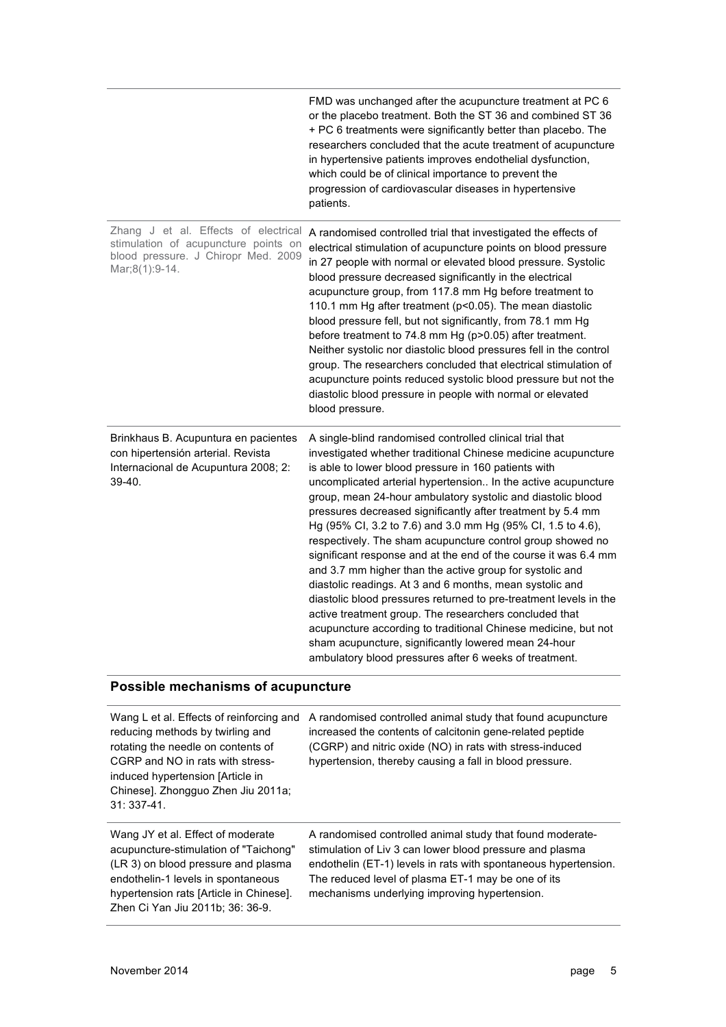| | |
|---|---|
| | FMD was unchanged after the acupuncture treatment at PC 6 or the placebo treatment. Both the ST 36 and combined ST 36 + PC 6 treatments were significantly better than placebo. The researchers concluded that the acute treatment of acupuncture in hypertensive patients improves endothelial dysfunction, which could be of clinical importance to prevent the progression of cardiovascular diseases in hypertensive patients. |
| Zhang J et al. Effects of electrical stimulation of acupuncture points on blood pressure. J Chiropr Med. 2009 Mar;8(1):9-14. | A randomised controlled trial that investigated the effects of electrical stimulation of acupuncture points on blood pressure in 27 people with normal or elevated blood pressure. Systolic blood pressure decreased significantly in the electrical acupuncture group, from 117.8 mm Hg before treatment to 110.1 mm Hg after treatment ($p<0.05$). The mean diastolic blood pressure fell, but not significantly, from 78.1 mm Hg before treatment to 74.8 mm Hg ($p>0.05$) after treatment. Neither systolic nor diastolic blood pressures fell in the control group. The researchers concluded that electrical stimulation of acupuncture points reduced systolic blood pressure but not the diastolic blood pressure in people with normal or elevated blood pressure. |
| Brinkhaus B. Acupuntura en pacientes con hipertensión arterial. Revista Internacional de Acupuntura 2008; 2: 39-40. | A single-blind randomised controlled clinical trial that investigated whether traditional Chinese medicine acupuncture is able to lower blood pressure in 160 patients with uncomplicated arterial hypertension.. In the active acupuncture group, mean 24-hour ambulatory systolic and diastolic blood pressures decreased significantly after treatment by 5.4 mm Hg (95% CI, 3.2 to 7.6) and 3.0 mm Hg (95% CI, 1.5 to 4.6), respectively. The sham acupuncture control group showed no significant response and at the end of the course it was 6.4 mm and 3.7 mm higher than the active group for systolic and diastolic readings. At 3 and 6 months, mean systolic and diastolic blood pressures returned to pre-treatment levels in the active treatment group. The researchers concluded that acupuncture according to traditional Chinese medicine, but not sham acupuncture, significantly lowered mean 24-hour ambulatory blood pressures after 6 weeks of treatment. |

## Possible mechanisms of acupuncture

| | |
|---|---|
| Wang L et al. Effects of reinforcing and reducing methods by twirling and rotating the needle on contents of CGRP and NO in rats with stress-induced hypertension [Article in Chinese]. Zhongguo Zhen Jiu 2011a; 31: 337-41. | A randomised controlled animal study that found acupuncture increased the contents of calcitonin gene-related peptide (CGRP) and nitric oxide (NO) in rats with stress-induced hypertension, thereby causing a fall in blood pressure. |
| Wang JY et al. Effect of moderate acupuncture-stimulation of "Taichong" (LR 3) on blood pressure and plasma endothelin-1 levels in spontaneous hypertension rats [Article in Chinese]. Zhen Ci Yan Jiu 2011b; 36: 36-9. | A randomised controlled animal study that found moderate-stimulation of Liv 3 can lower blood pressure and plasma endothelin (ET-1) levels in rats with spontaneous hypertension. The reduced level of plasma ET-1 may be one of its mechanisms underlying improving hypertension. |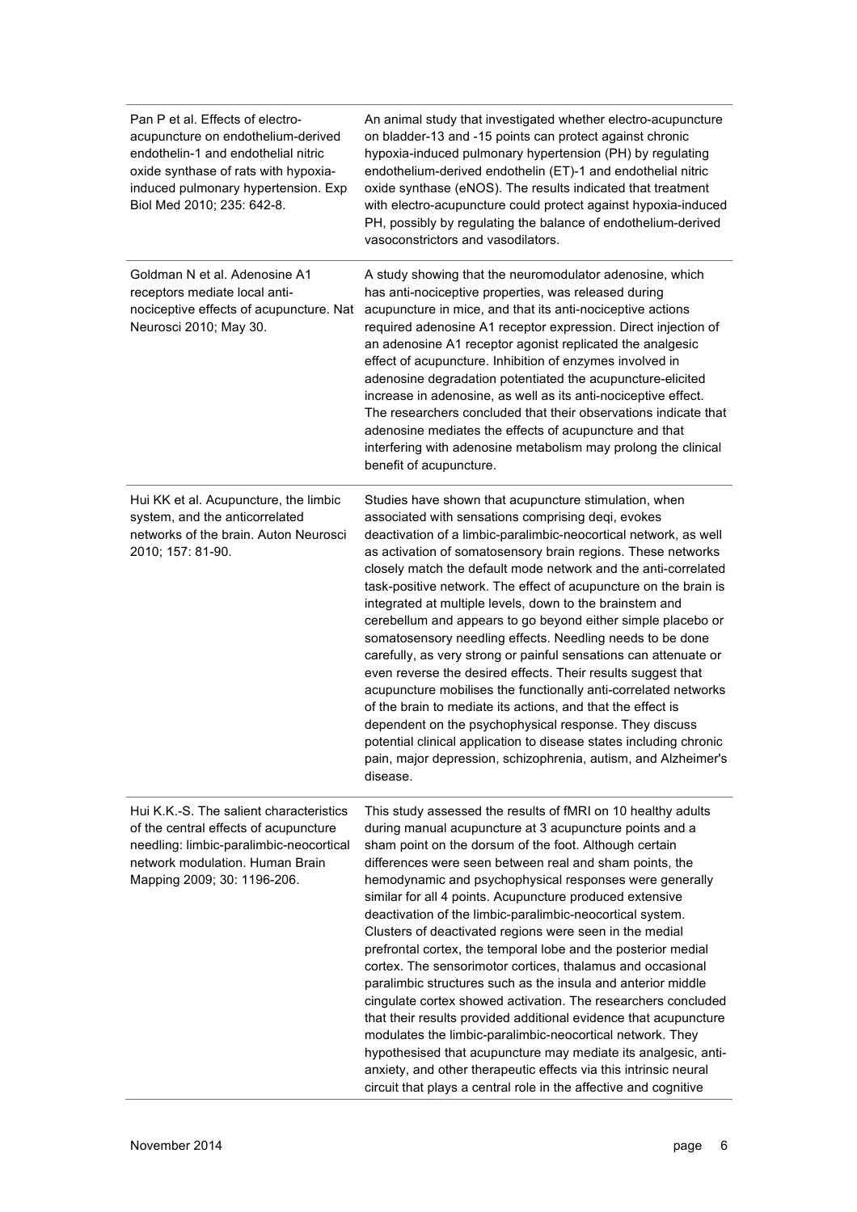| | |
|---|---|
| Pan P et al. Effects of electro-acupuncture on endothelium-derived endothelin-1 and endothelial nitric oxide synthase of rats with hypoxia-induced pulmonary hypertension. Exp Biol Med 2010; 235: 642-8. | An animal study that investigated whether electro-acupuncture on bladder-13 and -15 points can protect against chronic hypoxia-induced pulmonary hypertension (PH) by regulating endothelium-derived endothelin (ET)-1 and endothelial nitric oxide synthase (eNOS). The results indicated that treatment with electro-acupuncture could protect against hypoxia-induced PH, possibly by regulating the balance of endothelium-derived vasoconstrictors and vasodilators. |
| Goldman N et al. Adenosine A1 receptors mediate local anti-nociceptive effects of acupuncture. Nat Neurosci 2010; May 30. | A study showing that the neuromodulator adenosine, which has anti-nociceptive properties, was released during acupuncture in mice, and that its anti-nociceptive actions required adenosine A1 receptor expression. Direct injection of an adenosine A1 receptor agonist replicated the analgesic effect of acupuncture. Inhibition of enzymes involved in adenosine degradation potentiated the acupuncture-elicited increase in adenosine, as well as its anti-nociceptive effect. The researchers concluded that their observations indicate that adenosine mediates the effects of acupuncture and that interfering with adenosine metabolism may prolong the clinical benefit of acupuncture. |
| Hui KK et al. Acupuncture, the limbic system, and the anticorrelated networks of the brain. Auton Neurosci 2010; 157: 81-90. | Studies have shown that acupuncture stimulation, when associated with sensations comprising deqi, evokes deactivation of a limbic-paralimbic-neocortical network, as well as activation of somatosensory brain regions. These networks closely match the default mode network and the anti-correlated task-positive network. The effect of acupuncture on the brain is integrated at multiple levels, down to the brainstem and cerebellum and appears to go beyond either simple placebo or somatosensory needling effects. Needling needs to be done carefully, as very strong or painful sensations can attenuate or even reverse the desired effects. Their results suggest that acupuncture mobilises the functionally anti-correlated networks of the brain to mediate its actions, and that the effect is dependent on the psychophysical response. They discuss potential clinical application to disease states including chronic pain, major depression, schizophrenia, autism, and Alzheimer's disease. |
| Hui K.K.-S. The salient characteristics of the central effects of acupuncture needling: limbic-paralimbic-neocortical network modulation. Human Brain Mapping 2009; 30: 1196-206. | This study assessed the results of fMRI on 10 healthy adults during manual acupuncture at 3 acupuncture points and a sham point on the dorsum of the foot. Although certain differences were seen between real and sham points, the hemodynamic and psychophysical responses were generally similar for all 4 points. Acupuncture produced extensive deactivation of the limbic-paralimbic-neocortical system. Clusters of deactivated regions were seen in the medial prefrontal cortex, the temporal lobe and the posterior medial cortex. The sensorimotor cortices, thalamus and occasional paralimbic structures such as the insula and anterior middle cingulate cortex showed activation. The researchers concluded that their results provided additional evidence that acupuncture modulates the limbic-paralimbic-neocortical network. They hypothesised that acupuncture may mediate its analgesic, anti-anxiety, and other therapeutic effects via this intrinsic neural circuit that plays a central role in the affective and cognitive |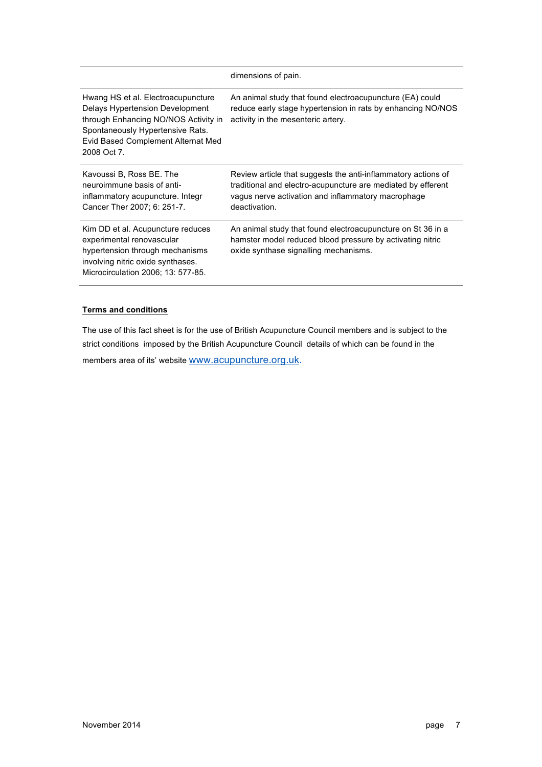| | |
|---|---|
| | dimensions of pain. |
| Hwang HS et al. Electroacupuncture Delays Hypertension Development through Enhancing NO/NOS Activity in Spontaneously Hypertensive Rats. Evid Based Complement Alternat Med 2008 Oct 7. | An animal study that found electroacupuncture (EA) could reduce early stage hypertension in rats by enhancing NO/NOS activity in the mesenteric artery. |
| Kavoussi B, Ross BE. The neuroimmune basis of anti-inflammatory acupuncture. Integr Cancer Ther 2007; 6: 251-7. | Review article that suggests the anti-inflammatory actions of traditional and electro-acupuncture are mediated by efferent vagus nerve activation and inflammatory macrophage deactivation. |
| Kim DD et al. Acupuncture reduces experimental renovascular hypertension through mechanisms involving nitric oxide synthases. Microcirculation 2006; 13: 577-85. | An animal study that found electroacupuncture on St 36 in a hamster model reduced blood pressure by activating nitric oxide synthase signalling mechanisms. |

**Terms and conditions**

The use of this fact sheet is for the use of British Acupuncture Council members and is subject to the strict conditions imposed by the British Acupuncture Council details of which can be found in the members area of its' website www.acupuncture.org.uk.